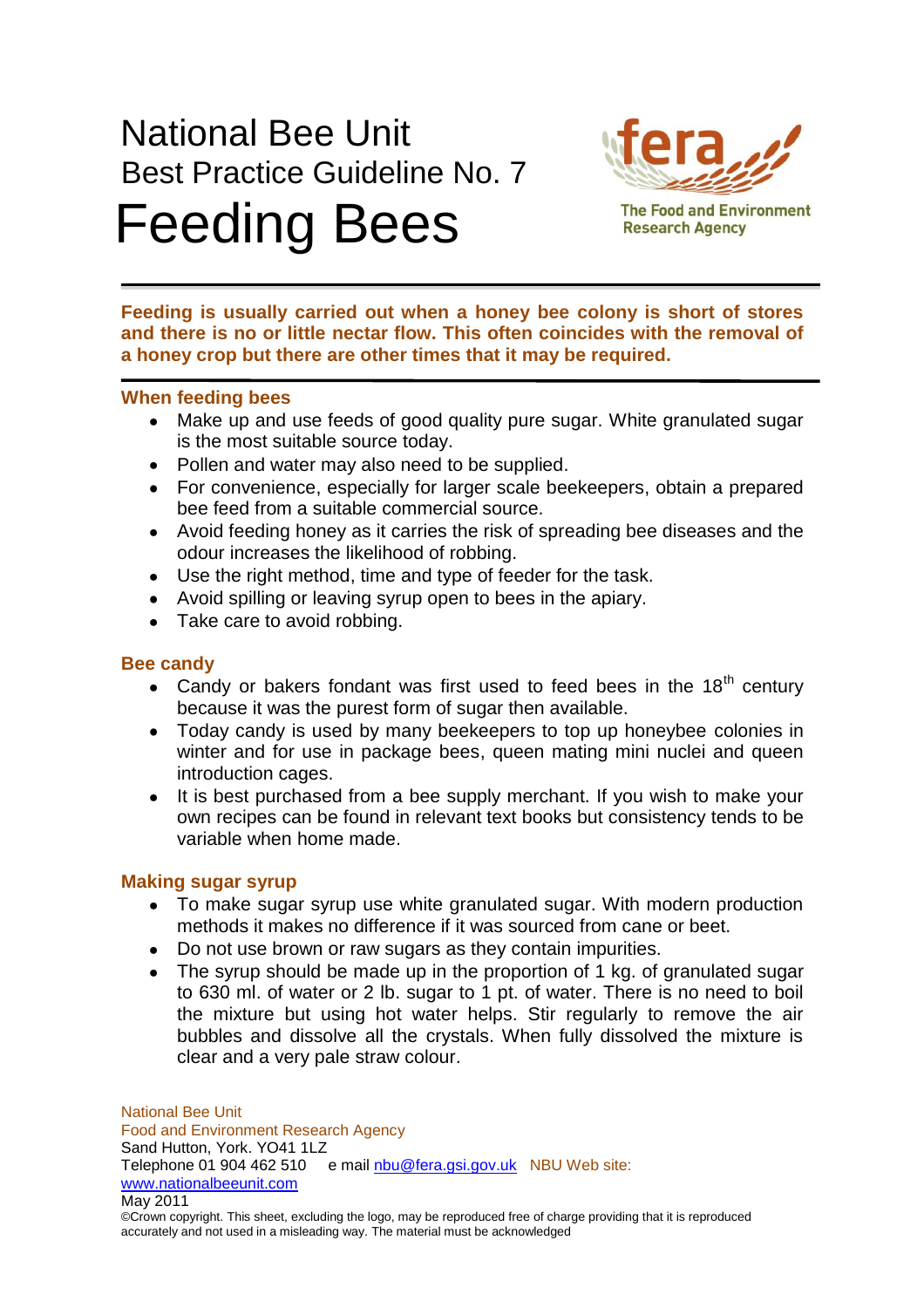# National Bee Unit

## Best Practice Guideline No. 7

# Feeding Bees

The Food and Environment Research Agency

**Feeding is usually carried out when a honey bee colony is short of stores and there is no or little nectar flow. This often coincides with the removal of a honey crop but there are other times that it may be required.**

### When feeding bees

- Make up and use feeds of good quality pure sugar. White granulated sugar is the most suitable source today.
- Pollen and water may also need to be supplied.
- For convenience, especially for larger scale beekeepers, obtain a prepared bee feed from a suitable commercial source.
- Avoid feeding honey as it carries the risk of spreading bee diseases and the odour increases the likelihood of robbing.
- Use the right method, time and type of feeder for the task.
- Avoid spilling or leaving syrup open to bees in the apiary.
- Take care to avoid robbing.

### Bee candy

- Candy or bakers fondant was first used to feed bees in the $18^{th}$ century because it was the purest form of sugar then available.
- Today candy is used by many beekeepers to top up honeybee colonies in winter and for use in package bees, queen mating mini nuclei and queen introduction cages.
- It is best purchased from a bee supply merchant. If you wish to make your own recipes can be found in relevant text books but consistency tends to be variable when home made.

### Making sugar syrup

- To make sugar syrup use white granulated sugar. With modern production methods it makes no difference if it was sourced from cane or beet.
- Do not use brown or raw sugars as they contain impurities.
- The syrup should be made up in the proportion of 1 kg. of granulated sugar to 630 ml. of water or 2 lb. sugar to 1 pt. of water. There is no need to boil the mixture but using hot water helps. Stir regularly to remove the air bubbles and dissolve all the crystals. When fully dissolved the mixture is clear and a very pale straw colour.

National Bee Unit
Food and Environment Research Agency
Sand Hutton, York. YO41 1LZ
Telephone 01 904 462 510 e mail nbu@fera.gsi.gov.uk NBU Web site: www.nationalbeeunit.com
May 2011

©Crown copyright. This sheet, excluding the logo, may be reproduced free of charge providing that it is reproduced accurately and not used in a misleading way. The material must be acknowledged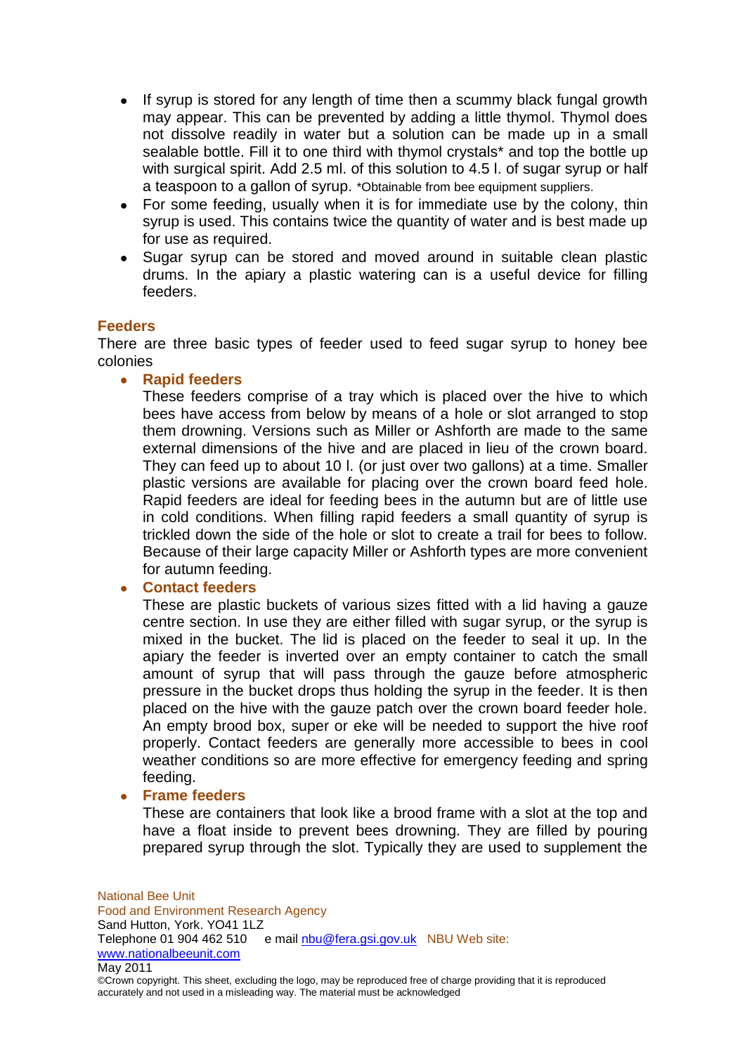- If syrup is stored for any length of time then a scummy black fungal growth may appear. This can be prevented by adding a little thymol. Thymol does not dissolve readily in water but a solution can be made up in a small sealable bottle. Fill it to one third with thymol crystals* and top the bottle up with surgical spirit. Add 2.5 ml. of this solution to 4.5 l. of sugar syrup or half a teaspoon to a gallon of syrup. *Obtainable from bee equipment suppliers.
- For some feeding, usually when it is for immediate use by the colony, thin syrup is used. This contains twice the quantity of water and is best made up for use as required.
- Sugar syrup can be stored and moved around in suitable clean plastic drums. In the apiary a plastic watering can is a useful device for filling feeders.

## Feeders

There are three basic types of feeder used to feed sugar syrup to honey bee colonies

- **Rapid feeders**

  These feeders comprise of a tray which is placed over the hive to which bees have access from below by means of a hole or slot arranged to stop them drowning. Versions such as Miller or Ashforth are made to the same external dimensions of the hive and are placed in lieu of the crown board. They can feed up to about 10 l. (or just over two gallons) at a time. Smaller plastic versions are available for placing over the crown board feed hole. Rapid feeders are ideal for feeding bees in the autumn but are of little use in cold conditions. When filling rapid feeders a small quantity of syrup is trickled down the side of the hole or slot to create a trail for bees to follow. Because of their large capacity Miller or Ashforth types are more convenient for autumn feeding.

- **Contact feeders**

  These are plastic buckets of various sizes fitted with a lid having a gauze centre section. In use they are either filled with sugar syrup, or the syrup is mixed in the bucket. The lid is placed on the feeder to seal it up. In the apiary the feeder is inverted over an empty container to catch the small amount of syrup that will pass through the gauze before atmospheric pressure in the bucket drops thus holding the syrup in the feeder. It is then placed on the hive with the gauze patch over the crown board feeder hole. An empty brood box, super or eke will be needed to support the hive roof properly. Contact feeders are generally more accessible to bees in cool weather conditions so are more effective for emergency feeding and spring feeding.

- **Frame feeders**

  These are containers that look like a brood frame with a slot at the top and have a float inside to prevent bees drowning. They are filled by pouring prepared syrup through the slot. Typically they are used to supplement the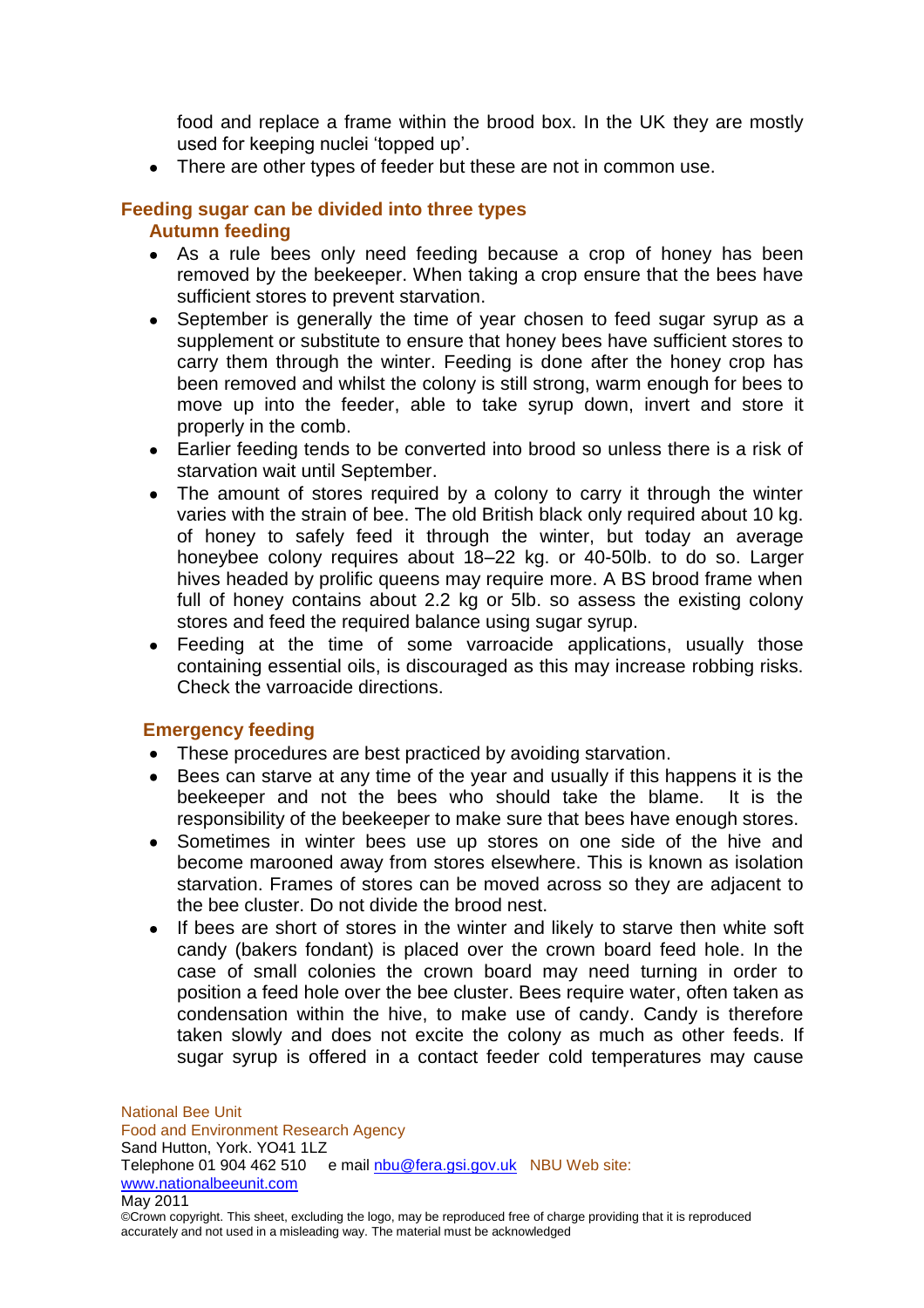food and replace a frame within the brood box. In the UK they are mostly used for keeping nuclei 'topped up'.

- There are other types of feeder but these are not in common use.

## Feeding sugar can be divided into three types

### Autumn feeding

- As a rule bees only need feeding because a crop of honey has been removed by the beekeeper. When taking a crop ensure that the bees have sufficient stores to prevent starvation.
- September is generally the time of year chosen to feed sugar syrup as a supplement or substitute to ensure that honey bees have sufficient stores to carry them through the winter. Feeding is done after the honey crop has been removed and whilst the colony is still strong, warm enough for bees to move up into the feeder, able to take syrup down, invert and store it properly in the comb.
- Earlier feeding tends to be converted into brood so unless there is a risk of starvation wait until September.
- The amount of stores required by a colony to carry it through the winter varies with the strain of bee. The old British black only required about 10 kg. of honey to safely feed it through the winter, but today an average honeybee colony requires about 18–22 kg. or 40-50lb. to do so. Larger hives headed by prolific queens may require more. A BS brood frame when full of honey contains about 2.2 kg or 5lb. so assess the existing colony stores and feed the required balance using sugar syrup.
- Feeding at the time of some varroacide applications, usually those containing essential oils, is discouraged as this may increase robbing risks. Check the varroacide directions.

### Emergency feeding

- These procedures are best practiced by avoiding starvation.
- Bees can starve at any time of the year and usually if this happens it is the beekeeper and not the bees who should take the blame. It is the responsibility of the beekeeper to make sure that bees have enough stores.
- Sometimes in winter bees use up stores on one side of the hive and become marooned away from stores elsewhere. This is known as isolation starvation. Frames of stores can be moved across so they are adjacent to the bee cluster. Do not divide the brood nest.
- If bees are short of stores in the winter and likely to starve then white soft candy (bakers fondant) is placed over the crown board feed hole. In the case of small colonies the crown board may need turning in order to position a feed hole over the bee cluster. Bees require water, often taken as condensation within the hive, to make use of candy. Candy is therefore taken slowly and does not excite the colony as much as other feeds. If sugar syrup is offered in a contact feeder cold temperatures may cause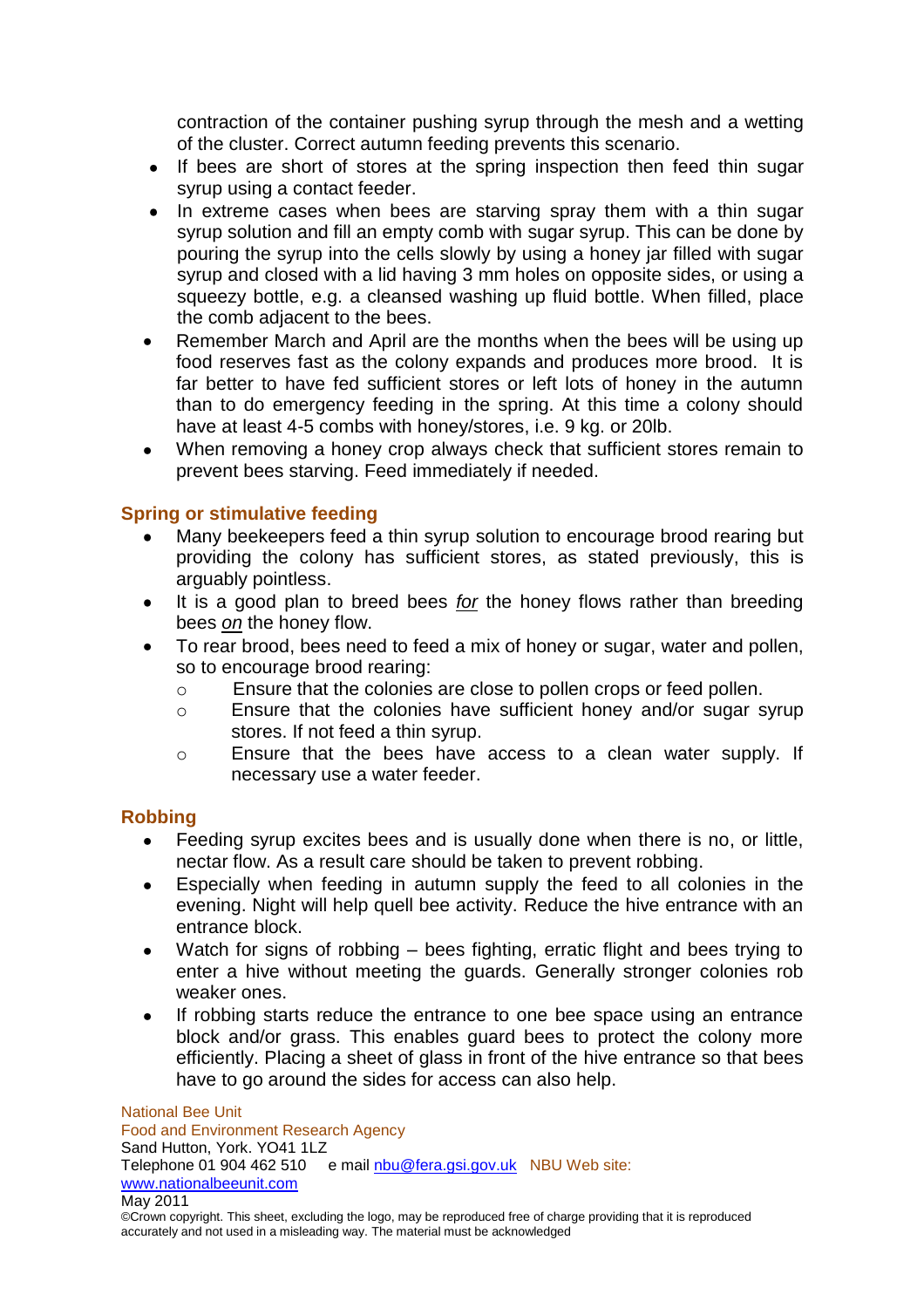contraction of the container pushing syrup through the mesh and a wetting of the cluster. Correct autumn feeding prevents this scenario.

- If bees are short of stores at the spring inspection then feed thin sugar syrup using a contact feeder.
- In extreme cases when bees are starving spray them with a thin sugar syrup solution and fill an empty comb with sugar syrup. This can be done by pouring the syrup into the cells slowly by using a honey jar filled with sugar syrup and closed with a lid having 3 mm holes on opposite sides, or using a squeezy bottle, e.g. a cleansed washing up fluid bottle. When filled, place the comb adjacent to the bees.
- Remember March and April are the months when the bees will be using up food reserves fast as the colony expands and produces more brood. It is far better to have fed sufficient stores or left lots of honey in the autumn than to do emergency feeding in the spring. At this time a colony should have at least 4-5 combs with honey/stores, i.e. 9 kg. or 20lb.
- When removing a honey crop always check that sufficient stores remain to prevent bees starving. Feed immediately if needed.

## Spring or stimulative feeding

- Many beekeepers feed a thin syrup solution to encourage brood rearing but providing the colony has sufficient stores, as stated previously, this is arguably pointless.
- It is a good plan to breed bees <u>*for*</u> the honey flows rather than breeding bees <u>*on*</u> the honey flow.
- To rear brood, bees need to feed a mix of honey or sugar, water and pollen, so to encourage brood rearing:
  - Ensure that the colonies are close to pollen crops or feed pollen.
  - Ensure that the colonies have sufficient honey and/or sugar syrup stores. If not feed a thin syrup.
  - Ensure that the bees have access to a clean water supply. If necessary use a water feeder.

## Robbing

- Feeding syrup excites bees and is usually done when there is no, or little, nectar flow. As a result care should be taken to prevent robbing.
- Especially when feeding in autumn supply the feed to all colonies in the evening. Night will help quell bee activity. Reduce the hive entrance with an entrance block.
- Watch for signs of robbing – bees fighting, erratic flight and bees trying to enter a hive without meeting the guards. Generally stronger colonies rob weaker ones.
- If robbing starts reduce the entrance to one bee space using an entrance block and/or grass. This enables guard bees to protect the colony more efficiently. Placing a sheet of glass in front of the hive entrance so that bees have to go around the sides for access can also help.

National Bee Unit
Food and Environment Research Agency
Sand Hutton, York. YO41 1LZ
Telephone 01 904 462 510 e mail nbu@fera.gsi.gov.uk NBU Web site: www.nationalbeeunit.com
May 2011
©Crown copyright. This sheet, excluding the logo, may be reproduced free of charge providing that it is reproduced accurately and not used in a misleading way. The material must be acknowledged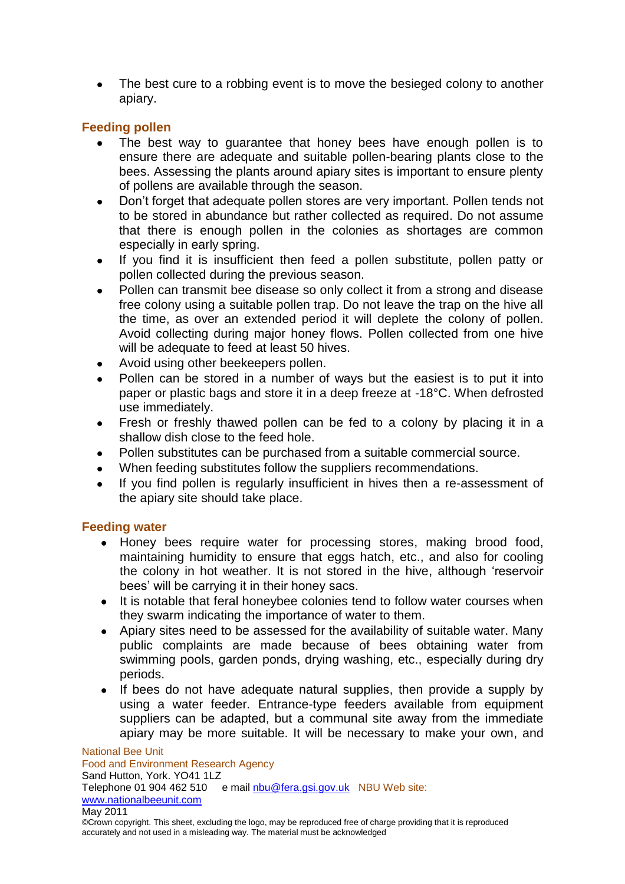- The best cure to a robbing event is to move the besieged colony to another apiary.

## Feeding pollen

- The best way to guarantee that honey bees have enough pollen is to ensure there are adequate and suitable pollen-bearing plants close to the bees. Assessing the plants around apiary sites is important to ensure plenty of pollens are available through the season.
- Don't forget that adequate pollen stores are very important. Pollen tends not to be stored in abundance but rather collected as required. Do not assume that there is enough pollen in the colonies as shortages are common especially in early spring.
- If you find it is insufficient then feed a pollen substitute, pollen patty or pollen collected during the previous season.
- Pollen can transmit bee disease so only collect it from a strong and disease free colony using a suitable pollen trap. Do not leave the trap on the hive all the time, as over an extended period it will deplete the colony of pollen. Avoid collecting during major honey flows. Pollen collected from one hive will be adequate to feed at least 50 hives.
- Avoid using other beekeepers pollen.
- Pollen can be stored in a number of ways but the easiest is to put it into paper or plastic bags and store it in a deep freeze at -18°C. When defrosted use immediately.
- Fresh or freshly thawed pollen can be fed to a colony by placing it in a shallow dish close to the feed hole.
- Pollen substitutes can be purchased from a suitable commercial source.
- When feeding substitutes follow the suppliers recommendations.
- If you find pollen is regularly insufficient in hives then a re-assessment of the apiary site should take place.

## Feeding water

- Honey bees require water for processing stores, making brood food, maintaining humidity to ensure that eggs hatch, etc., and also for cooling the colony in hot weather. It is not stored in the hive, although 'reservoir bees' will be carrying it in their honey sacs.
- It is notable that feral honeybee colonies tend to follow water courses when they swarm indicating the importance of water to them.
- Apiary sites need to be assessed for the availability of suitable water. Many public complaints are made because of bees obtaining water from swimming pools, garden ponds, drying washing, etc., especially during dry periods.
- If bees do not have adequate natural supplies, then provide a supply by using a water feeder. Entrance-type feeders available from equipment suppliers can be adapted, but a communal site away from the immediate apiary may be more suitable. It will be necessary to make your own, and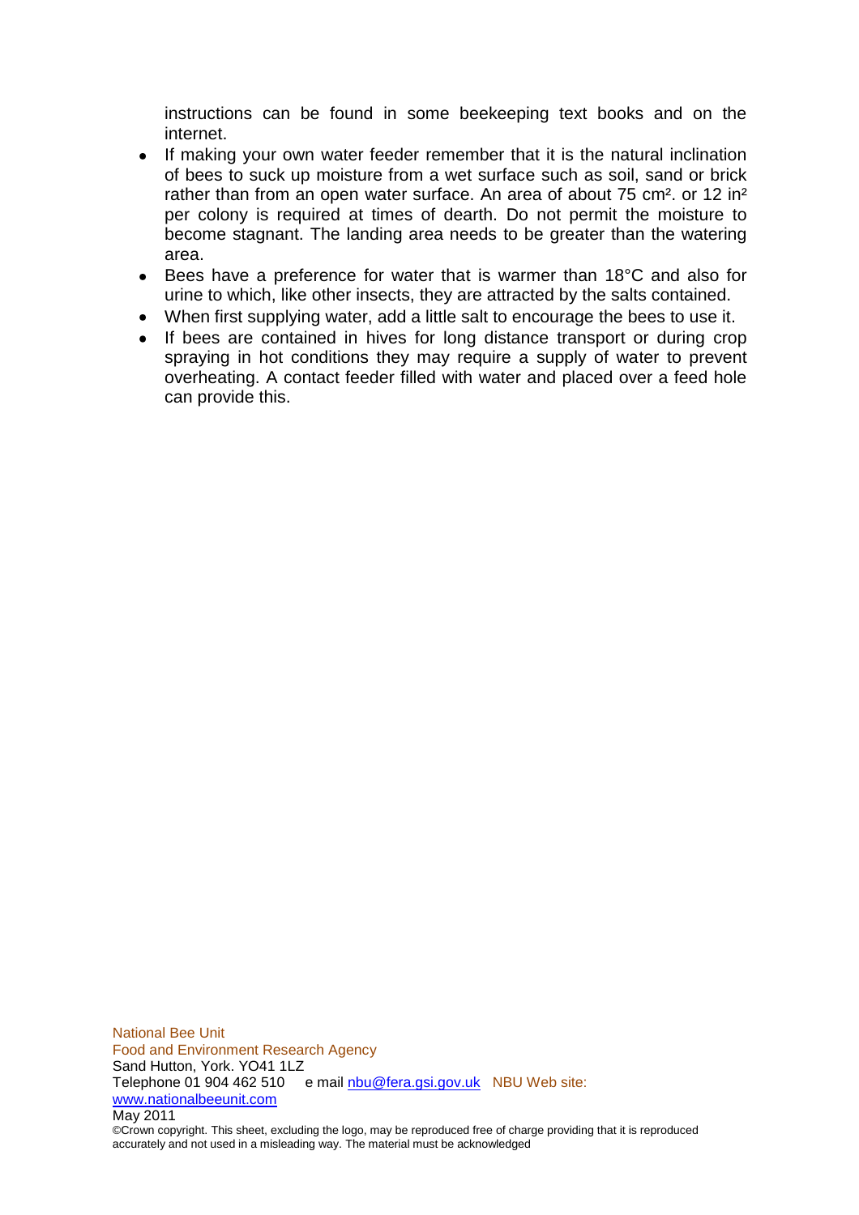instructions can be found in some beekeeping text books and on the internet.

- If making your own water feeder remember that it is the natural inclination of bees to suck up moisture from a wet surface such as soil, sand or brick rather than from an open water surface. An area of about 75 $cm^2$. or 12 $in^2$ per colony is required at times of dearth. Do not permit the moisture to become stagnant. The landing area needs to be greater than the watering area.
- Bees have a preference for water that is warmer than 18°C and also for urine to which, like other insects, they are attracted by the salts contained.
- When first supplying water, add a little salt to encourage the bees to use it.
- If bees are contained in hives for long distance transport or during crop spraying in hot conditions they may require a supply of water to prevent overheating. A contact feeder filled with water and placed over a feed hole can provide this.

National Bee Unit
Food and Environment Research Agency
Sand Hutton, York. YO41 1LZ
Telephone 01 904 462 510 e mail nbu@fera.gsi.gov.uk NBU Web site: www.nationalbeeunit.com
May 2011

©Crown copyright. This sheet, excluding the logo, may be reproduced free of charge providing that it is reproduced accurately and not used in a misleading way. The material must be acknowledged